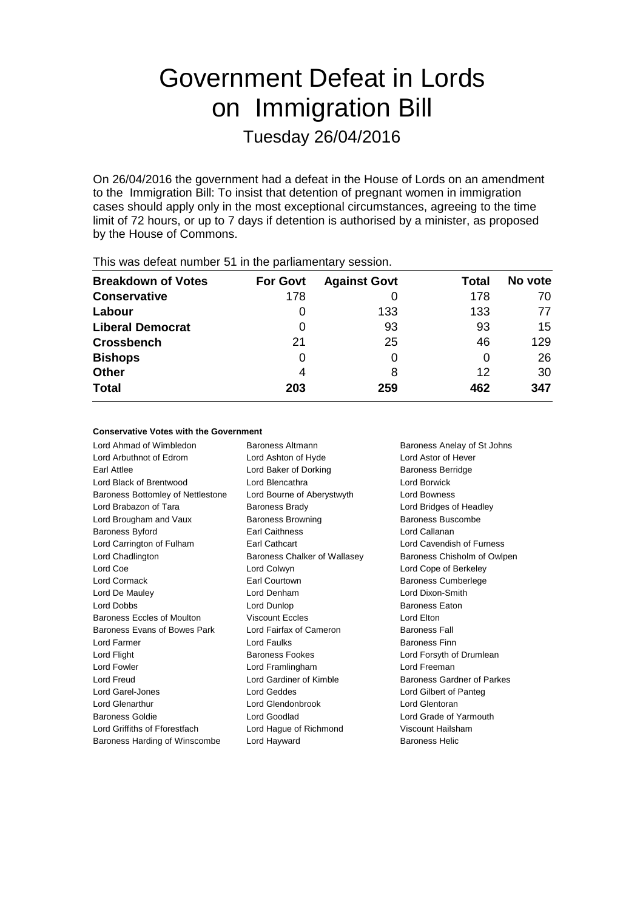# Government Defeat in Lords on Immigration Bill

## Tuesday 26/04/2016

On 26/04/2016 the government had a defeat in the House of Lords on an amendment to the Immigration Bill: To insist that detention of pregnant women in immigration cases should apply only in the most exceptional circumstances, agreeing to the time limit of 72 hours, or up to 7 days if detention is authorised by a minister, as proposed by the House of Commons.

This was defeat number 51 in the parliamentary session.

| Breakdown of Votes | For Govt | Against Govt | Total | No vote |
|---|---|---|---|---|
| **Conservative** | 178 | 0 | 178 | 70 |
| **Labour** | 0 | 133 | 133 | 77 |
| **Liberal Democrat** | 0 | 93 | 93 | 15 |
| **Crossbench** | 21 | 25 | 46 | 129 |
| **Bishops** | 0 | 0 | 0 | 26 |
| **Other** | 4 | 8 | 12 | 30 |
| **Total** | **203** | **259** | **462** | **347** |

#### Conservative Votes with the Government

| | | |
|---|---|---|
| Lord Ahmad of Wimbledon | Baroness Altmann | Baroness Anelay of St Johns |
| Lord Arbuthnot of Edrom | Lord Ashton of Hyde | Lord Astor of Hever |
| Earl Attlee | Lord Baker of Dorking | Baroness Berridge |
| Lord Black of Brentwood | Lord Blencathra | Lord Borwick |
| Baroness Bottomley of Nettlestone | Lord Bourne of Aberystwyth | Lord Bowness |
| Lord Brabazon of Tara | Baroness Brady | Lord Bridges of Headley |
| Lord Brougham and Vaux | Baroness Browning | Baroness Buscombe |
| Baroness Byford | Earl Caithness | Lord Callanan |
| Lord Carrington of Fulham | Earl Cathcart | Lord Cavendish of Furness |
| Lord Chadlington | Baroness Chalker of Wallasey | Baroness Chisholm of Owlpen |
| Lord Coe | Lord Colwyn | Lord Cope of Berkeley |
| Lord Cormack | Earl Courtown | Baroness Cumberlege |
| Lord De Mauley | Lord Denham | Lord Dixon-Smith |
| Lord Dobbs | Lord Dunlop | Baroness Eaton |
| Baroness Eccles of Moulton | Viscount Eccles | Lord Elton |
| Baroness Evans of Bowes Park | Lord Fairfax of Cameron | Baroness Fall |
| Lord Farmer | Lord Faulks | Baroness Finn |
| Lord Flight | Baroness Fookes | Lord Forsyth of Drumlean |
| Lord Fowler | Lord Framlingham | Lord Freeman |
| Lord Freud | Lord Gardiner of Kimble | Baroness Gardner of Parkes |
| Lord Garel-Jones | Lord Geddes | Lord Gilbert of Panteg |
| Lord Glenarthur | Lord Glendonbrook | Lord Glentoran |
| Baroness Goldie | Lord Goodlad | Lord Grade of Yarmouth |
| Lord Griffiths of Fforestfach | Lord Hague of Richmond | Viscount Hailsham |
| Baroness Harding of Winscombe | Lord Hayward | Baroness Helic |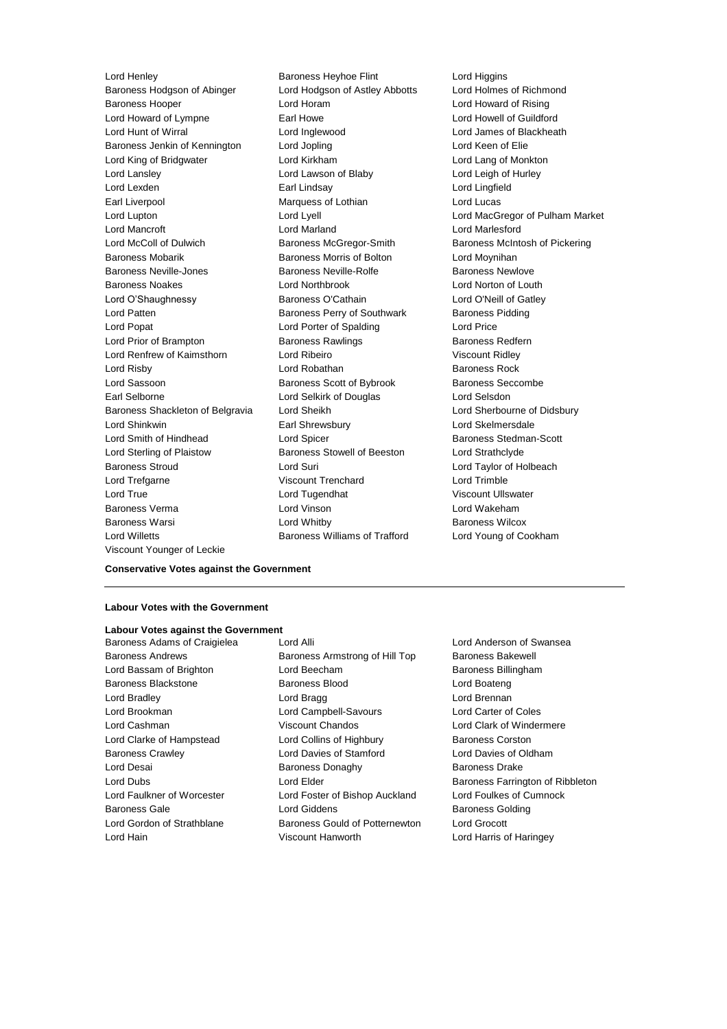Lord Henley Baroness Heyhoe Flint Lord Higgins
Baroness Hodgson of Abinger Lord Hodgson of Astley Abbotts Lord Holmes of Richmond
Baroness Hooper Lord Horam Lord Howard of Rising
Lord Howard of Lympne Earl Howe Lord Howell of Guildford
Lord Hunt of Wirral Lord Inglewood Lord James of Blackheath
Baroness Jenkin of Kennington Lord Jopling Lord Keen of Elie
Lord King of Bridgwater Lord Kirkham Lord Lang of Monkton
Lord Lansley Lord Lawson of Blaby Lord Leigh of Hurley
Lord Lexden Earl Lindsay Lord Lingfield
Earl Liverpool Marquess of Lothian Lord Lucas
Lord Lupton Lord Lyell Lord MacGregor of Pulham Market
Lord Mancroft Lord Marland Lord Marlesford
Lord McColl of Dulwich Baroness McGregor-Smith Baroness McIntosh of Pickering
Baroness Mobarik Baroness Morris of Bolton Lord Moynihan
Baroness Neville-Jones Baroness Neville-Rolfe Baroness Newlove
Baroness Noakes Lord Northbrook Lord Norton of Louth
Lord O'Shaughnessy Baroness O'Cathain Lord O'Neill of Gatley
Lord Patten Baroness Perry of Southwark Baroness Pidding
Lord Popat Lord Porter of Spalding Lord Price
Lord Prior of Brampton Baroness Rawlings Baroness Redfern
Lord Renfrew of Kaimsthorn Lord Ribeiro Viscount Ridley
Lord Risby Lord Robathan Baroness Rock
Lord Sassoon Baroness Scott of Bybrook Baroness Seccombe
Earl Selborne Lord Selkirk of Douglas Lord Selsdon
Baroness Shackleton of Belgravia Lord Sheikh Lord Sherbourne of Didsbury
Lord Shinkwin Earl Shrewsbury Lord Skelmersdale
Lord Smith of Hindhead Lord Spicer Baroness Stedman-Scott
Lord Sterling of Plaistow Baroness Stowell of Beeston Lord Strathclyde
Baroness Stroud Lord Suri Lord Taylor of Holbeach
Lord Trefgarne Viscount Trenchard Lord Trimble
Lord True Lord Tugendhat Viscount Ullswater
Baroness Verma Lord Vinson Lord Wakeham
Baroness Warsi Lord Whitby Baroness Wilcox
Lord Willetts Baroness Williams of Trafford Lord Young of Cookham
Viscount Younger of Leckie

**Conservative Votes against the Government**

---

**Labour Votes with the Government**

**Labour Votes against the Government**

Baroness Adams of Craigielea Lord Alli Lord Anderson of Swansea
Baroness Andrews Baroness Armstrong of Hill Top Baroness Bakewell
Lord Bassam of Brighton Lord Beecham Baroness Billingham
Baroness Blackstone Baroness Blood Lord Boateng
Lord Bradley Lord Bragg Lord Brennan
Lord Brookman Lord Campbell-Savours Lord Carter of Coles
Lord Cashman Viscount Chandos Lord Clark of Windermere
Lord Clarke of Hampstead Lord Collins of Highbury Baroness Corston
Baroness Crawley Lord Davies of Stamford Lord Davies of Oldham
Lord Desai Baroness Donaghy Baroness Drake
Lord Dubs Lord Elder Baroness Farrington of Ribbleton
Lord Faulkner of Worcester Lord Foster of Bishop Auckland Lord Foulkes of Cumnock
Baroness Gale Lord Giddens Baroness Golding
Lord Gordon of Strathblane Baroness Gould of Potternewton Lord Grocott
Lord Hain Viscount Hanworth Lord Harris of Haringey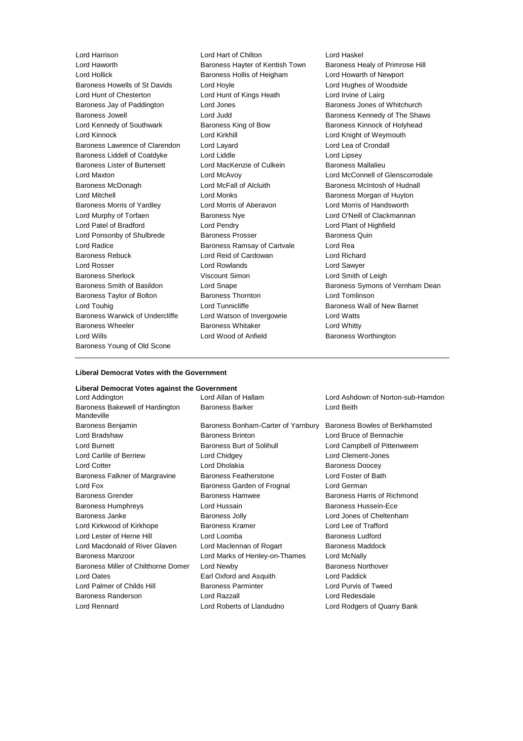Lord Harrison
Lord Hart of Chilton
Lord Haskel
Lord Haworth
Baroness Hayter of Kentish Town
Baroness Healy of Primrose Hill
Lord Hollick
Baroness Hollis of Heigham
Lord Howarth of Newport
Baroness Howells of St Davids
Lord Hoyle
Lord Hughes of Woodside
Lord Hunt of Chesterton
Lord Hunt of Kings Heath
Lord Irvine of Lairg
Baroness Jay of Paddington
Lord Jones
Baroness Jones of Whitchurch
Baroness Jowell
Lord Judd
Baroness Kennedy of The Shaws
Lord Kennedy of Southwark
Baroness King of Bow
Baroness Kinnock of Holyhead
Lord Kinnock
Lord Kirkhill
Lord Knight of Weymouth
Baroness Lawrence of Clarendon
Lord Layard
Lord Lea of Crondall
Baroness Liddell of Coatdyke
Lord Liddle
Lord Lipsey
Baroness Lister of Burtersett
Lord MacKenzie of Culkein
Baroness Mallalieu
Lord Maxton
Lord McAvoy
Lord McConnell of Glenscorrodale
Baroness McDonagh
Lord McFall of Alcluith
Baroness McIntosh of Hudnall
Lord Mitchell
Lord Monks
Baroness Morgan of Huyton
Baroness Morris of Yardley
Lord Morris of Aberavon
Lord Morris of Handsworth
Lord Murphy of Torfaen
Baroness Nye
Lord O'Neill of Clackmannan
Lord Patel of Bradford
Lord Pendry
Lord Plant of Highfield
Lord Ponsonby of Shulbrede
Baroness Prosser
Baroness Quin
Lord Radice
Baroness Ramsay of Cartvale
Lord Rea
Baroness Rebuck
Lord Reid of Cardowan
Lord Richard
Lord Rosser
Lord Rowlands
Lord Sawyer
Baroness Sherlock
Viscount Simon
Lord Smith of Leigh
Baroness Smith of Basildon
Lord Snape
Baroness Symons of Vernham Dean
Baroness Taylor of Bolton
Baroness Thornton
Lord Tomlinson
Lord Touhig
Lord Tunnicliffe
Baroness Wall of New Barnet
Baroness Warwick of Undercliffe
Lord Watson of Invergowrie
Lord Watts
Baroness Wheeler
Baroness Whitaker
Lord Whitty
Lord Wills
Lord Wood of Anfield
Baroness Worthington
Baroness Young of Old Scone

---

**Liberal Democrat Votes with the Government**

**Liberal Democrat Votes against the Government**

Lord Addington
Lord Allan of Hallam
Lord Ashdown of Norton-sub-Hamdon
Baroness Bakewell of Hardington Mandeville
Baroness Barker
Lord Beith
Baroness Benjamin
Baroness Bonham-Carter of Yarnbury
Baroness Bowles of Berkhamsted
Lord Bradshaw
Baroness Brinton
Lord Bruce of Bennachie
Lord Burnett
Baroness Burt of Solihull
Lord Campbell of Pittenweem
Lord Carlile of Berriew
Lord Chidgey
Lord Clement-Jones
Lord Cotter
Lord Dholakia
Baroness Doocey
Baroness Falkner of Margravine
Baroness Featherstone
Lord Foster of Bath
Lord Fox
Baroness Garden of Frognal
Lord German
Baroness Grender
Baroness Hamwee
Baroness Harris of Richmond
Baroness Humphreys
Lord Hussain
Baroness Hussein-Ece
Baroness Janke
Baroness Jolly
Lord Jones of Cheltenham
Lord Kirkwood of Kirkhope
Baroness Kramer
Lord Lee of Trafford
Lord Lester of Herne Hill
Lord Loomba
Baroness Ludford
Lord Macdonald of River Glaven
Lord Maclennan of Rogart
Baroness Maddock
Baroness Manzoor
Lord Marks of Henley-on-Thames
Lord McNally
Baroness Miller of Chilthorne Domer
Lord Newby
Baroness Northover
Lord Oates
Earl Oxford and Asquith
Lord Paddick
Lord Palmer of Childs Hill
Baroness Parminter
Lord Purvis of Tweed
Baroness Randerson
Lord Razzall
Lord Redesdale
Lord Rennard
Lord Roberts of Llandudno
Lord Rodgers of Quarry Bank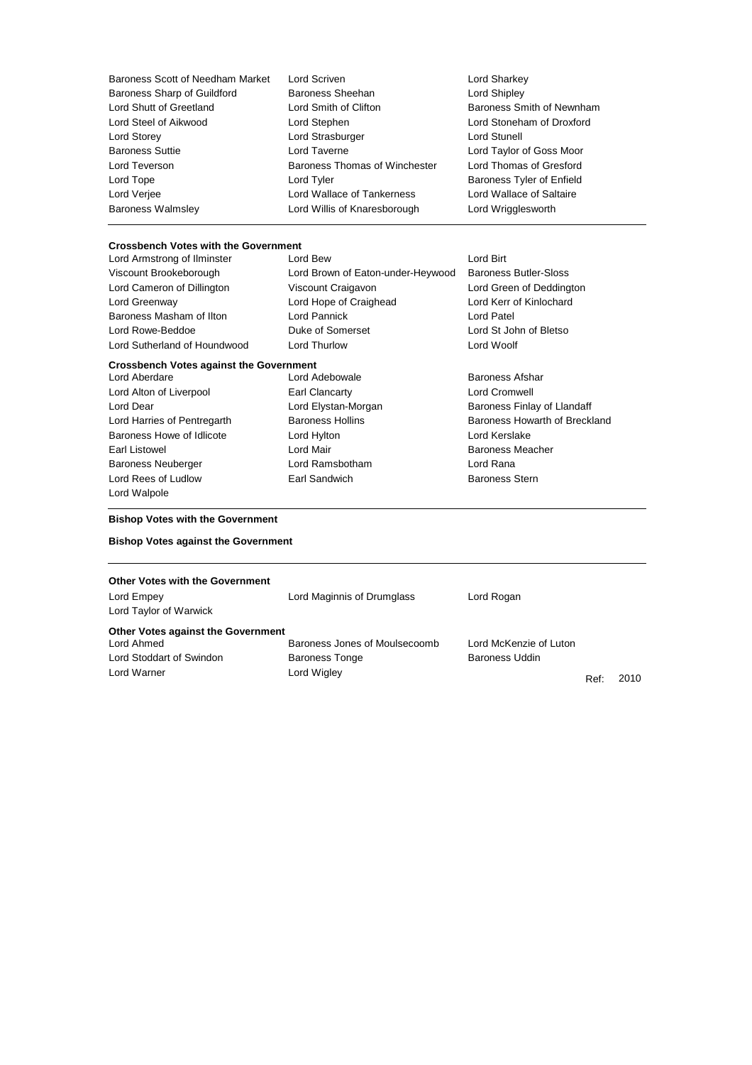Baroness Scott of Needham Market
Lord Scriven
Lord Sharkey
Baroness Sharp of Guildford
Baroness Sheehan
Lord Shipley
Lord Shutt of Greetland
Lord Smith of Clifton
Baroness Smith of Newnham
Lord Steel of Aikwood
Lord Stephen
Lord Stoneham of Droxford
Lord Storey
Lord Strasburger
Lord Stunell
Baroness Suttie
Lord Taverne
Lord Taylor of Goss Moor
Lord Teverson
Baroness Thomas of Winchester
Lord Thomas of Gresford
Lord Tope
Lord Tyler
Baroness Tyler of Enfield
Lord Verjee
Lord Wallace of Tankerness
Lord Wallace of Saltaire
Baroness Walmsley
Lord Willis of Knaresborough
Lord Wrigglesworth

---

**Crossbench Votes with the Government**

Lord Armstrong of Ilminster
Lord Bew
Lord Birt
Viscount Brookeborough
Lord Brown of Eaton-under-Heywood
Baroness Butler-Sloss
Lord Cameron of Dillington
Viscount Craigavon
Lord Green of Deddington
Lord Greenway
Lord Hope of Craighead
Lord Kerr of Kinlochard
Baroness Masham of Ilton
Lord Pannick
Lord Patel
Lord Rowe-Beddoe
Duke of Somerset
Lord St John of Bletso
Lord Sutherland of Houndwood
Lord Thurlow
Lord Woolf

**Crossbench Votes against the Government**

Lord Aberdare
Lord Adebowale
Baroness Afshar
Lord Alton of Liverpool
Earl Clancarty
Lord Cromwell
Lord Dear
Lord Elystan-Morgan
Baroness Finlay of Llandaff
Lord Harries of Pentregarth
Baroness Hollins
Baroness Howarth of Breckland
Baroness Howe of Idlicote
Lord Hylton
Lord Kerslake
Earl Listowel
Lord Mair
Baroness Meacher
Baroness Neuberger
Lord Ramsbotham
Lord Rana
Lord Rees of Ludlow
Earl Sandwich
Baroness Stern
Lord Walpole

---

**Bishop Votes with the Government**

**Bishop Votes against the Government**

---

**Other Votes with the Government**

Lord Empey
Lord Maginnis of Drumglass
Lord Rogan
Lord Taylor of Warwick

**Other Votes against the Government**

Lord Ahmed
Baroness Jones of Moulsecoomb
Lord McKenzie of Luton
Lord Stoddart of Swindon
Baroness Tonge
Baroness Uddin
Lord Warner
Lord Wigley

Ref: 2010